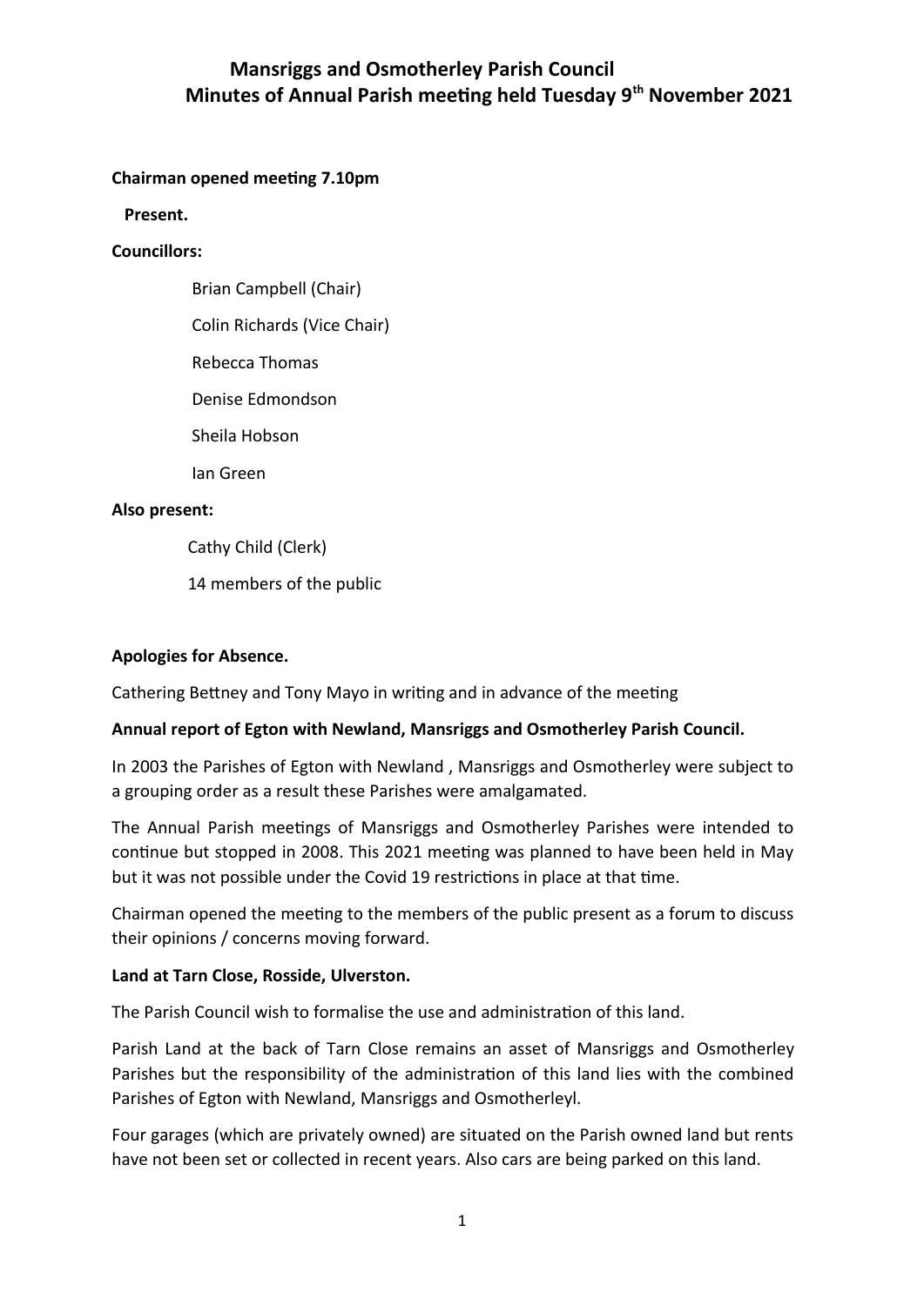# Mansriggs and Osmotherley Parish Council
## Minutes of Annual Parish meeting held Tuesday 9th November 2021

**Chairman opened meeting 7.10pm**

**Present.**

**Councillors:**

Brian Campbell (Chair)

Colin Richards (Vice Chair)

Rebecca Thomas

Denise Edmondson

Sheila Hobson

Ian Green

**Also present:**

Cathy Child (Clerk)

14 members of the public

**Apologies for Absence.**

Cathering Bettney and Tony Mayo in writing and in advance of the meeting

**Annual report of Egton with Newland, Mansriggs and Osmotherley Parish Council.**

In 2003 the Parishes of Egton with Newland , Mansriggs and Osmotherley were subject to a grouping order as a result these Parishes were amalgamated.

The Annual Parish meetings of Mansriggs and Osmotherley Parishes were intended to continue but stopped in 2008. This 2021 meeting was planned to have been held in May but it was not possible under the Covid 19 restrictions in place at that time.

Chairman opened the meeting to the members of the public present as a forum to discuss their opinions / concerns moving forward.

**Land at Tarn Close, Rosside, Ulverston.**

The Parish Council wish to formalise the use and administration of this land.

Parish Land at the back of Tarn Close remains an asset of Mansriggs and Osmotherley Parishes but the responsibility of the administration of this land lies with the combined Parishes of Egton with Newland, Mansriggs and Osmotherleyl.

Four garages (which are privately owned) are situated on the Parish owned land but rents have not been set or collected in recent years. Also cars are being parked on this land.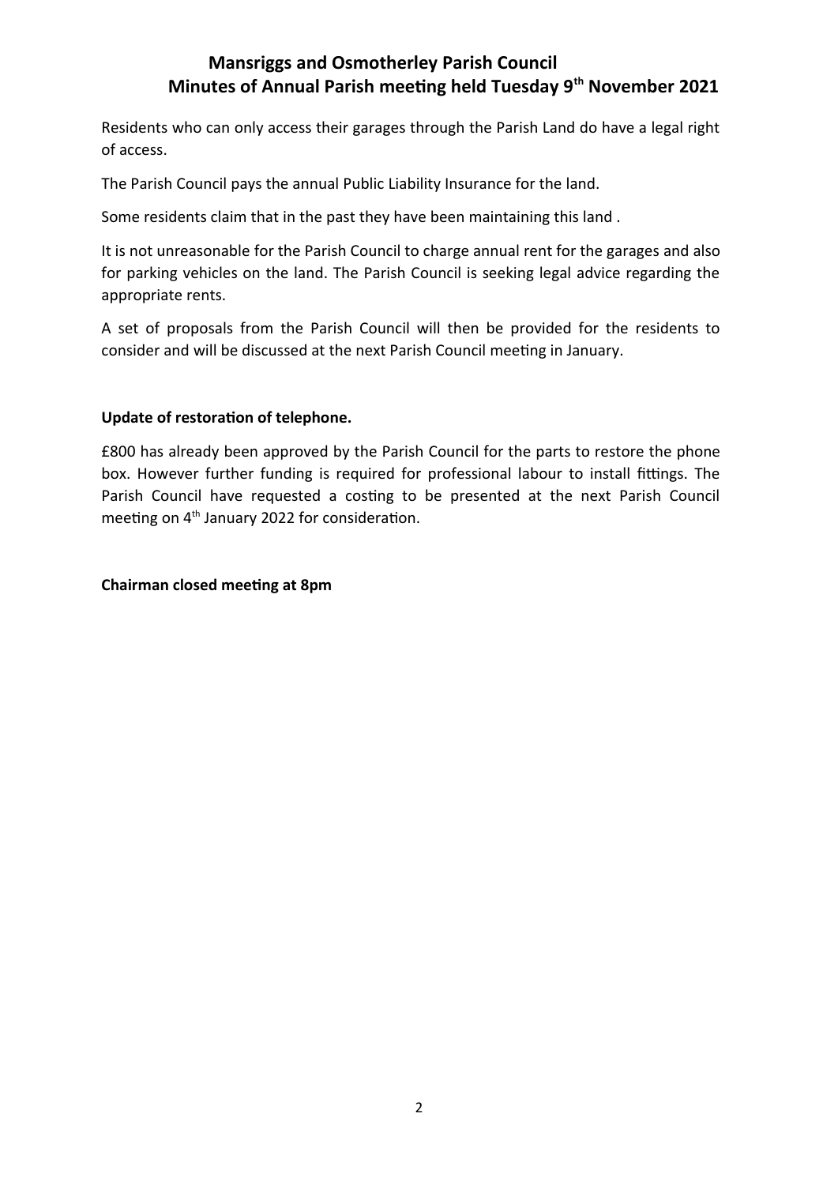Residents who can only access their garages through the Parish Land do have a legal right of access.

The Parish Council pays the annual Public Liability Insurance for the land.

Some residents claim that in the past they have been maintaining this land .

It is not unreasonable for the Parish Council to charge annual rent for the garages and also for parking vehicles on the land. The Parish Council is seeking legal advice regarding the appropriate rents.

A set of proposals from the Parish Council will then be provided for the residents to consider and will be discussed at the next Parish Council meeting in January.

**Update of restoration of telephone.**

£800 has already been approved by the Parish Council for the parts to restore the phone box. However further funding is required for professional labour to install fittings. The Parish Council have requested a costing to be presented at the next Parish Council meeting on 4th January 2022 for consideration.

**Chairman closed meeting at 8pm**